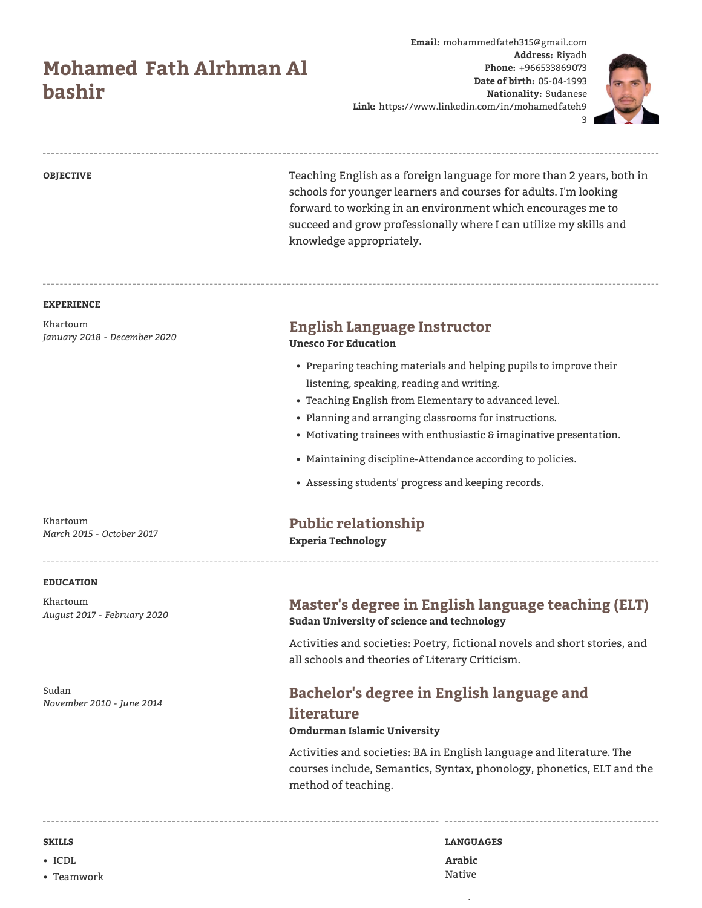# Mohamed Fath Alrhman Al bashir

**Email:** mohammedfateh315@gmail.com
**Address:** Riyadh
**Phone:** +966533869073
**Date of birth:** 05-04-1993
**Nationality:** Sudanese
**Link:** https://www.linkedin.com/in/mohamedfateh93

## OBJECTIVE

Teaching English as a foreign language for more than 2 years, both in schools for younger learners and courses for adults. I'm looking forward to working in an environment which encourages me to succeed and grow professionally where I can utilize my skills and knowledge appropriately.

## EXPERIENCE

Khartoum
*January 2018 - December 2020*

### English Language Instructor

**Unesco For Education**

- Preparing teaching materials and helping pupils to improve their listening, speaking, reading and writing.
- Teaching English from Elementary to advanced level.
- Planning and arranging classrooms for instructions.
- Motivating trainees with enthusiastic & imaginative presentation.
- Maintaining discipline-Attendance according to policies.
- Assessing students' progress and keeping records.

Khartoum
*March 2015 - October 2017*

### Public relationship

**Experia Technology**

## EDUCATION

Khartoum
*August 2017 - February 2020*

### Master's degree in English language teaching (ELT)

**Sudan University of science and technology**

Activities and societies: Poetry, fictional novels and short stories, and all schools and theories of Literary Criticism.

Sudan
*November 2010 - June 2014*

### Bachelor's degree in English language and literature

**Omdurman Islamic University**

Activities and societies: BA in English language and literature. The courses include, Semantics, Syntax, phonology, phonetics, ELT and the method of teaching.

## SKILLS

- ICDL
- Teamwork

## LANGUAGES

**Arabic**
Native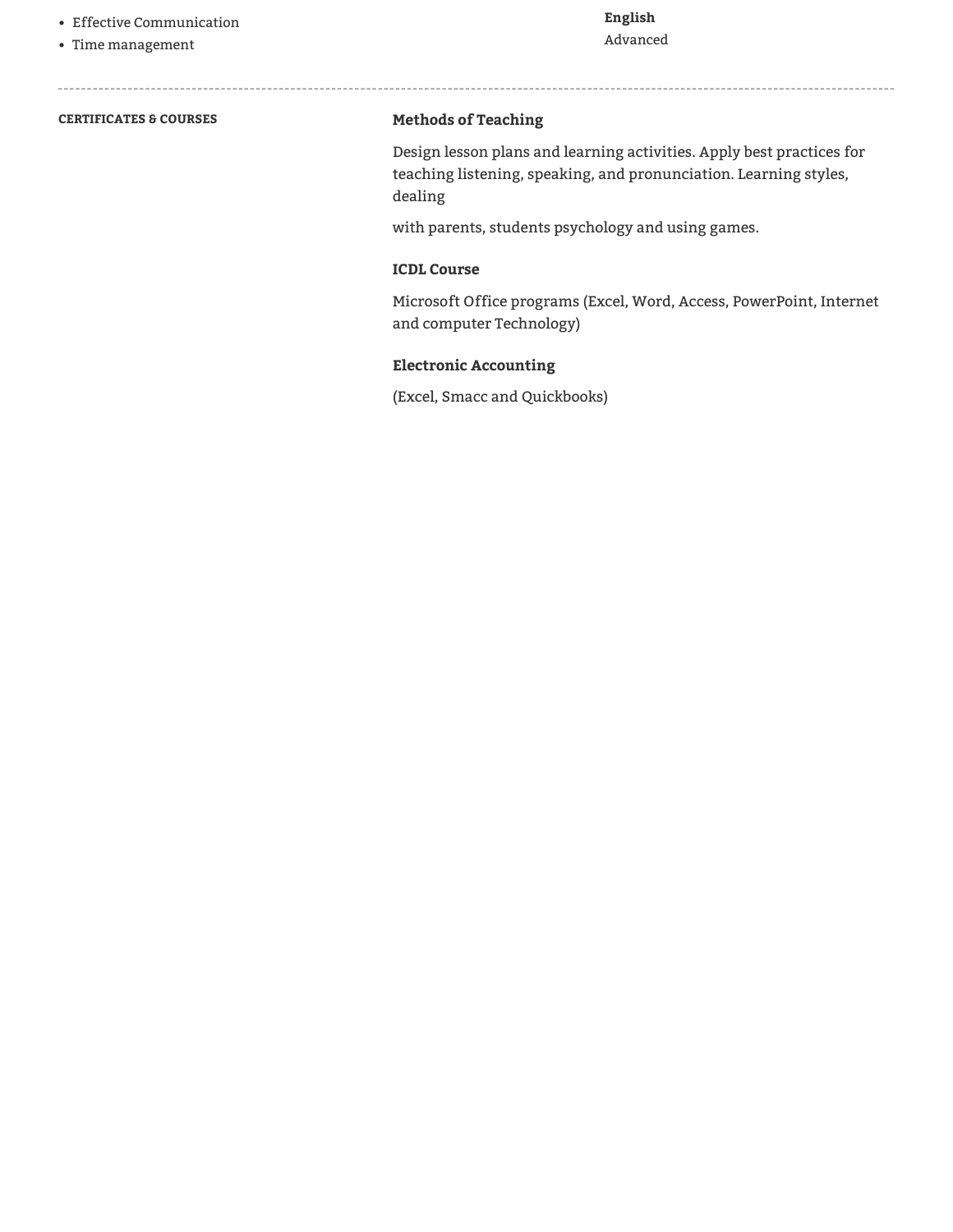- Effective Communication
- Time management

**English**
Advanced

---

## CERTIFICATES & COURSES

**Methods of Teaching**

Design lesson plans and learning activities. Apply best practices for teaching listening, speaking, and pronunciation. Learning styles, dealing

with parents, students psychology and using games.

**ICDL Course**

Microsoft Office programs (Excel, Word, Access, PowerPoint, Internet and computer Technology)

**Electronic Accounting**

(Excel, Smacc and Quickbooks)